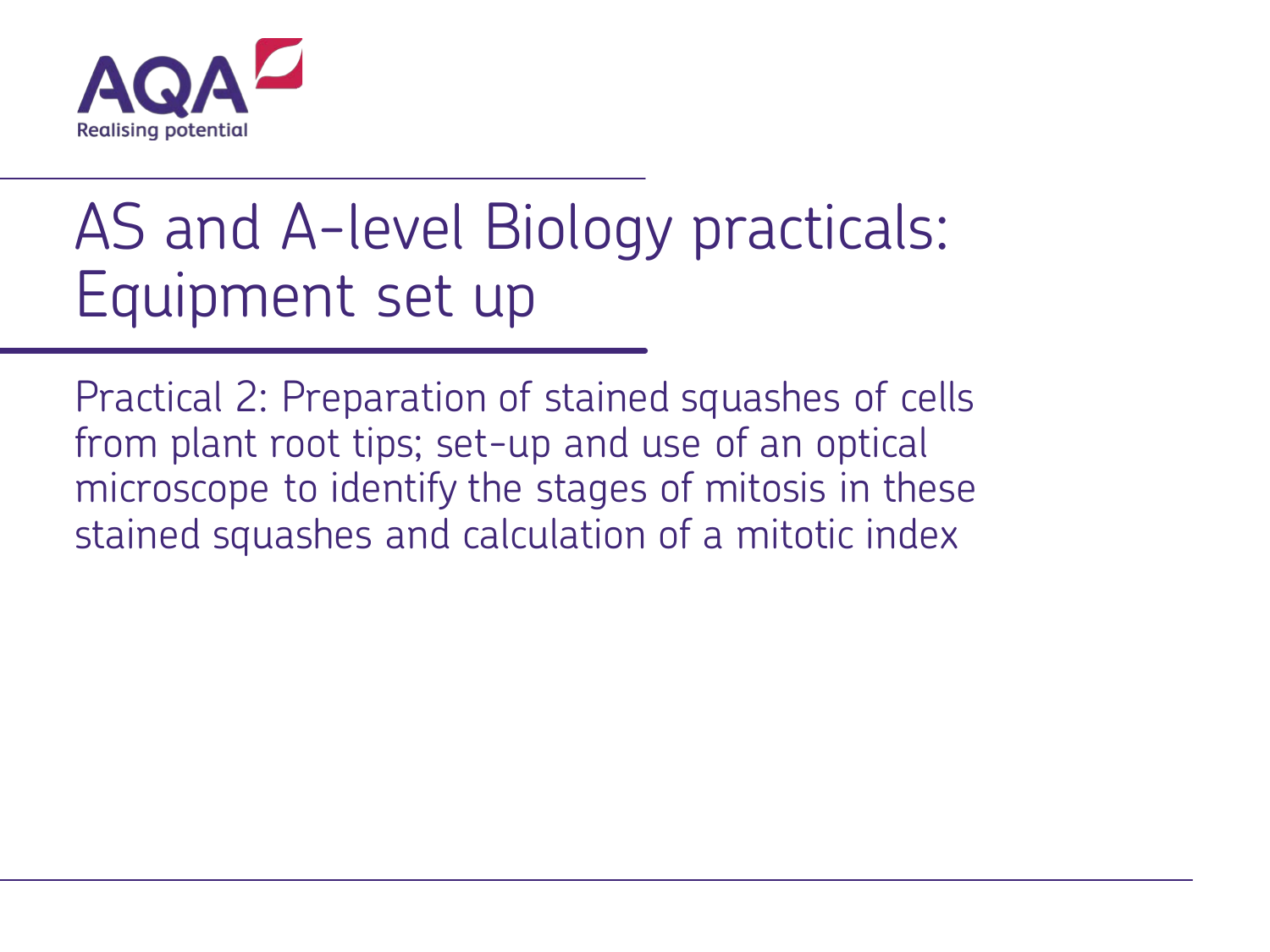AQA
Realising potential

# AS and A-level Biology practicals: Equipment set up

Practical 2: Preparation of stained squashes of cells from plant root tips; set-up and use of an optical microscope to identify the stages of mitosis in these stained squashes and calculation of a mitotic index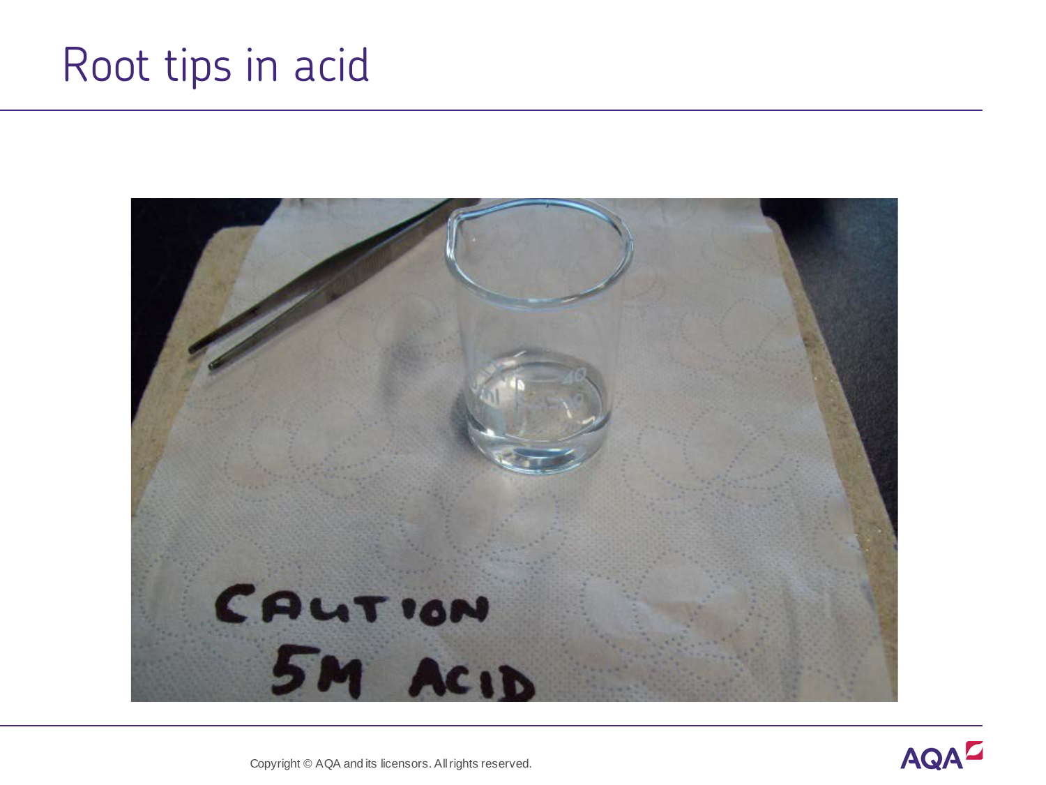# Root tips in acid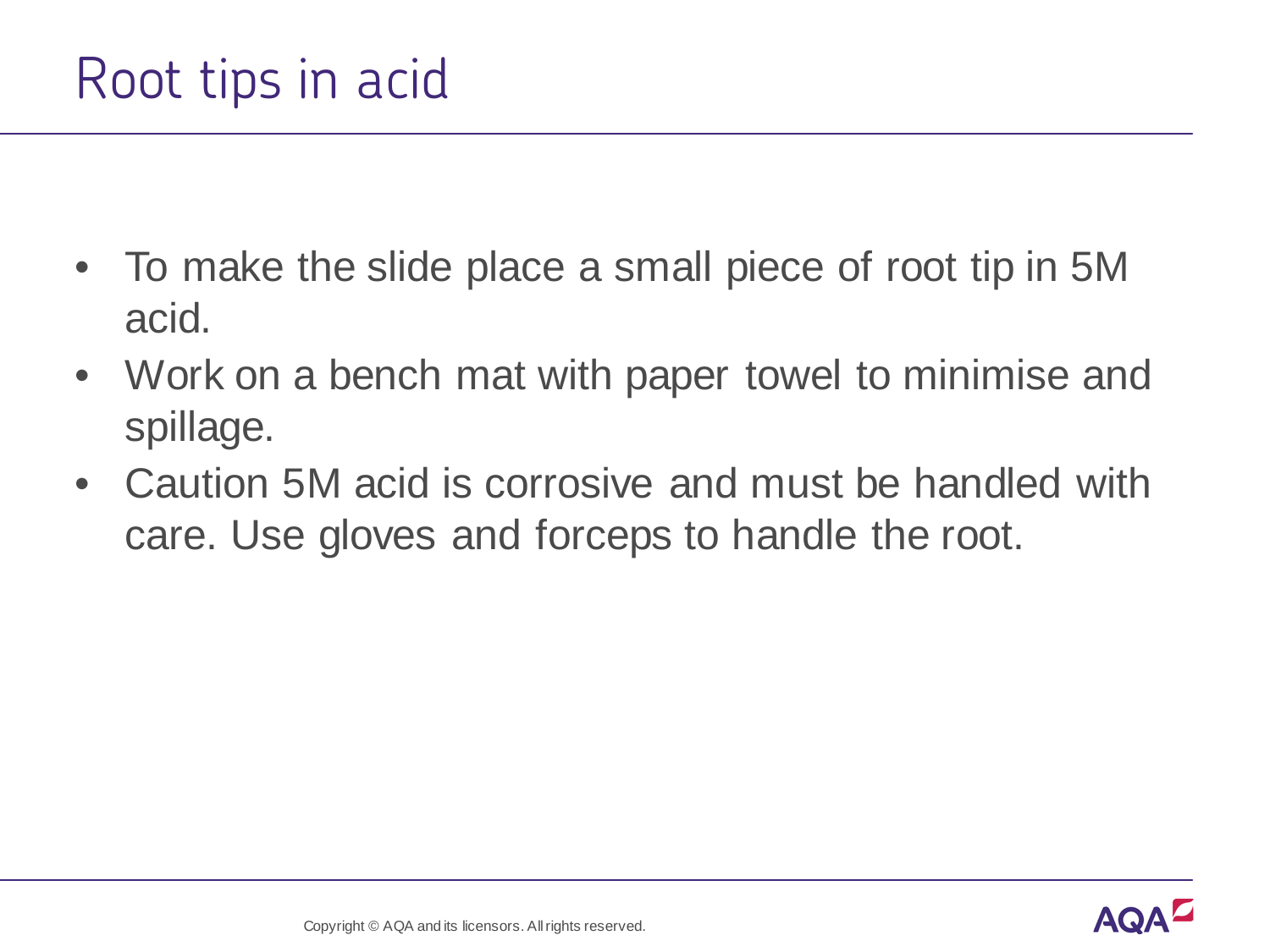# Root tips in acid

- To make the slide place a small piece of root tip in 5M acid.
- Work on a bench mat with paper towel to minimise and spillage.
- Caution 5M acid is corrosive and must be handled with care. Use gloves and forceps to handle the root.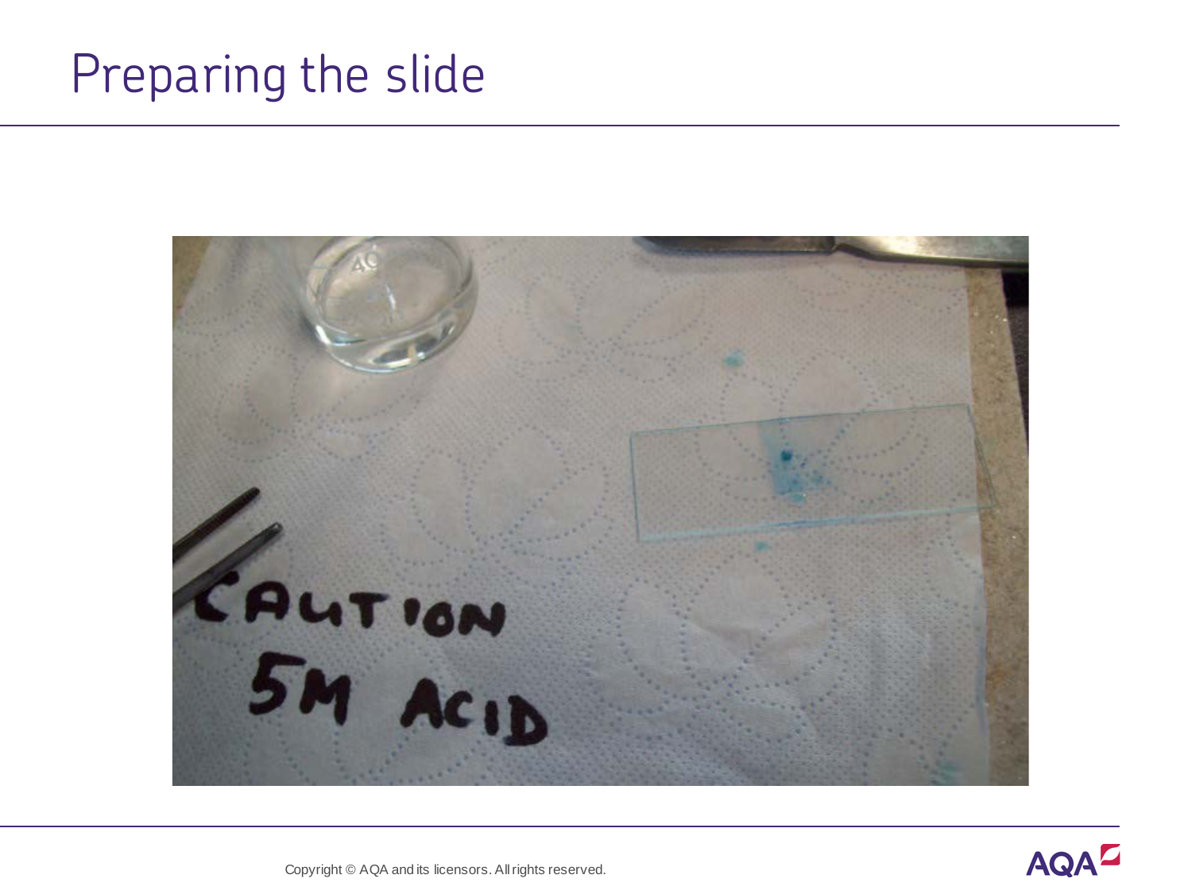# Preparing the slide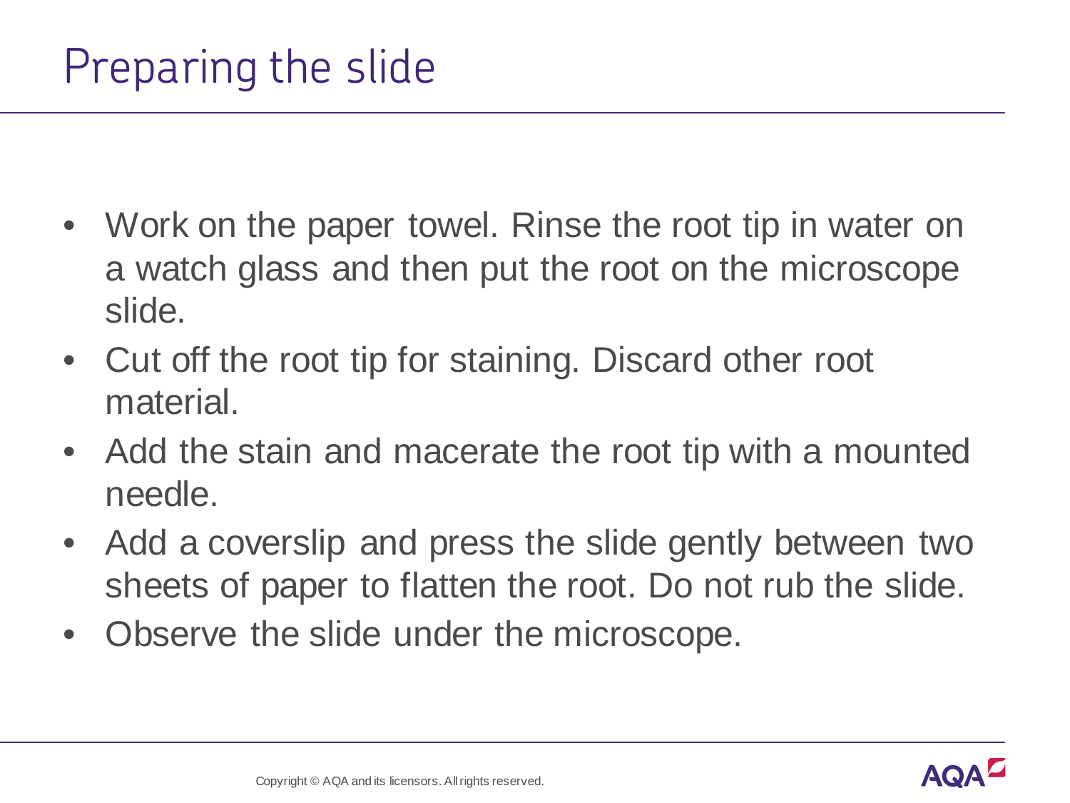# Preparing the slide

- Work on the paper towel. Rinse the root tip in water on a watch glass and then put the root on the microscope slide.
- Cut off the root tip for staining. Discard other root material.
- Add the stain and macerate the root tip with a mounted needle.
- Add a coverslip and press the slide gently between two sheets of paper to flatten the root. Do not rub the slide.
- Observe the slide under the microscope.